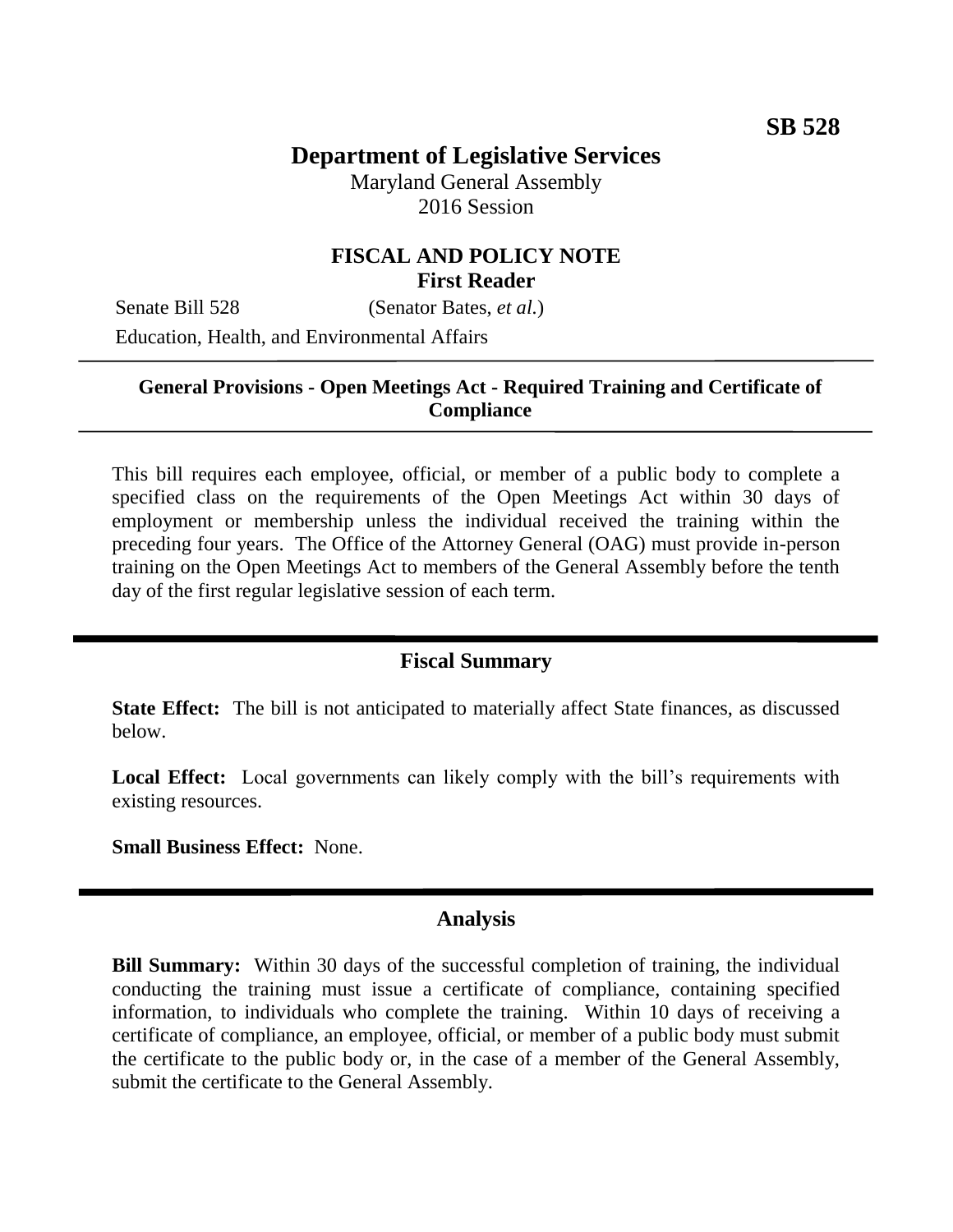**SB 528**

# Department of Legislative Services

Maryland General Assembly
2016 Session

## FISCAL AND POLICY NOTE
**First Reader**

Senate Bill 528 (Senator Bates, *et al.*)

Education, Health, and Environmental Affairs

---

**General Provisions - Open Meetings Act - Required Training and Certificate of Compliance**

---

This bill requires each employee, official, or member of a public body to complete a specified class on the requirements of the Open Meetings Act within 30 days of employment or membership unless the individual received the training within the preceding four years. The Office of the Attorney General (OAG) must provide in-person training on the Open Meetings Act to members of the General Assembly before the tenth day of the first regular legislative session of each term.

---

## Fiscal Summary

**State Effect:** The bill is not anticipated to materially affect State finances, as discussed below.

**Local Effect:** Local governments can likely comply with the bill's requirements with existing resources.

**Small Business Effect:** None.

---

## Analysis

**Bill Summary:** Within 30 days of the successful completion of training, the individual conducting the training must issue a certificate of compliance, containing specified information, to individuals who complete the training. Within 10 days of receiving a certificate of compliance, an employee, official, or member of a public body must submit the certificate to the public body or, in the case of a member of the General Assembly, submit the certificate to the General Assembly.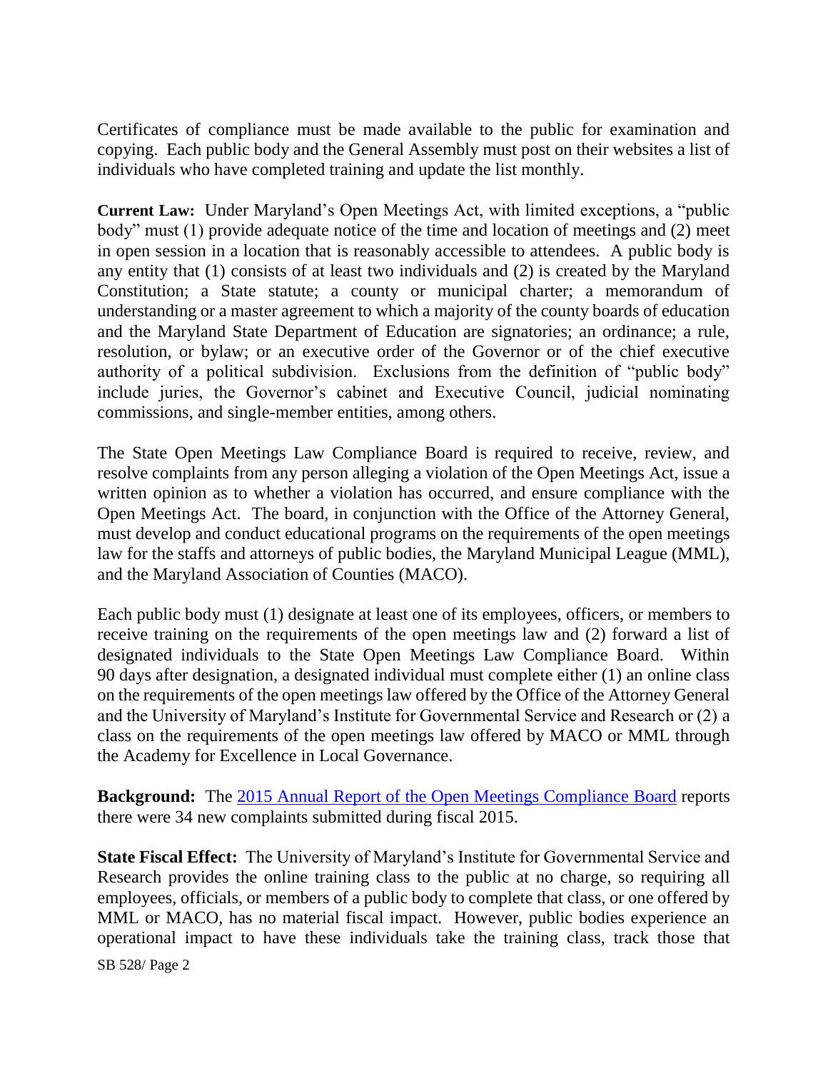Certificates of compliance must be made available to the public for examination and copying. Each public body and the General Assembly must post on their websites a list of individuals who have completed training and update the list monthly.

**Current Law:** Under Maryland's Open Meetings Act, with limited exceptions, a "public body" must (1) provide adequate notice of the time and location of meetings and (2) meet in open session in a location that is reasonably accessible to attendees. A public body is any entity that (1) consists of at least two individuals and (2) is created by the Maryland Constitution; a State statute; a county or municipal charter; a memorandum of understanding or a master agreement to which a majority of the county boards of education and the Maryland State Department of Education are signatories; an ordinance; a rule, resolution, or bylaw; or an executive order of the Governor or of the chief executive authority of a political subdivision. Exclusions from the definition of "public body" include juries, the Governor's cabinet and Executive Council, judicial nominating commissions, and single-member entities, among others.

The State Open Meetings Law Compliance Board is required to receive, review, and resolve complaints from any person alleging a violation of the Open Meetings Act, issue a written opinion as to whether a violation has occurred, and ensure compliance with the Open Meetings Act. The board, in conjunction with the Office of the Attorney General, must develop and conduct educational programs on the requirements of the open meetings law for the staffs and attorneys of public bodies, the Maryland Municipal League (MML), and the Maryland Association of Counties (MACO).

Each public body must (1) designate at least one of its employees, officers, or members to receive training on the requirements of the open meetings law and (2) forward a list of designated individuals to the State Open Meetings Law Compliance Board. Within 90 days after designation, a designated individual must complete either (1) an online class on the requirements of the open meetings law offered by the Office of the Attorney General and the University of Maryland's Institute for Governmental Service and Research or (2) a class on the requirements of the open meetings law offered by MACO or MML through the Academy for Excellence in Local Governance.

**Background:** The 2015 Annual Report of the Open Meetings Compliance Board reports there were 34 new complaints submitted during fiscal 2015.

**State Fiscal Effect:** The University of Maryland's Institute for Governmental Service and Research provides the online training class to the public at no charge, so requiring all employees, officials, or members of a public body to complete that class, or one offered by MML or MACO, has no material fiscal impact. However, public bodies experience an operational impact to have these individuals take the training class, track those that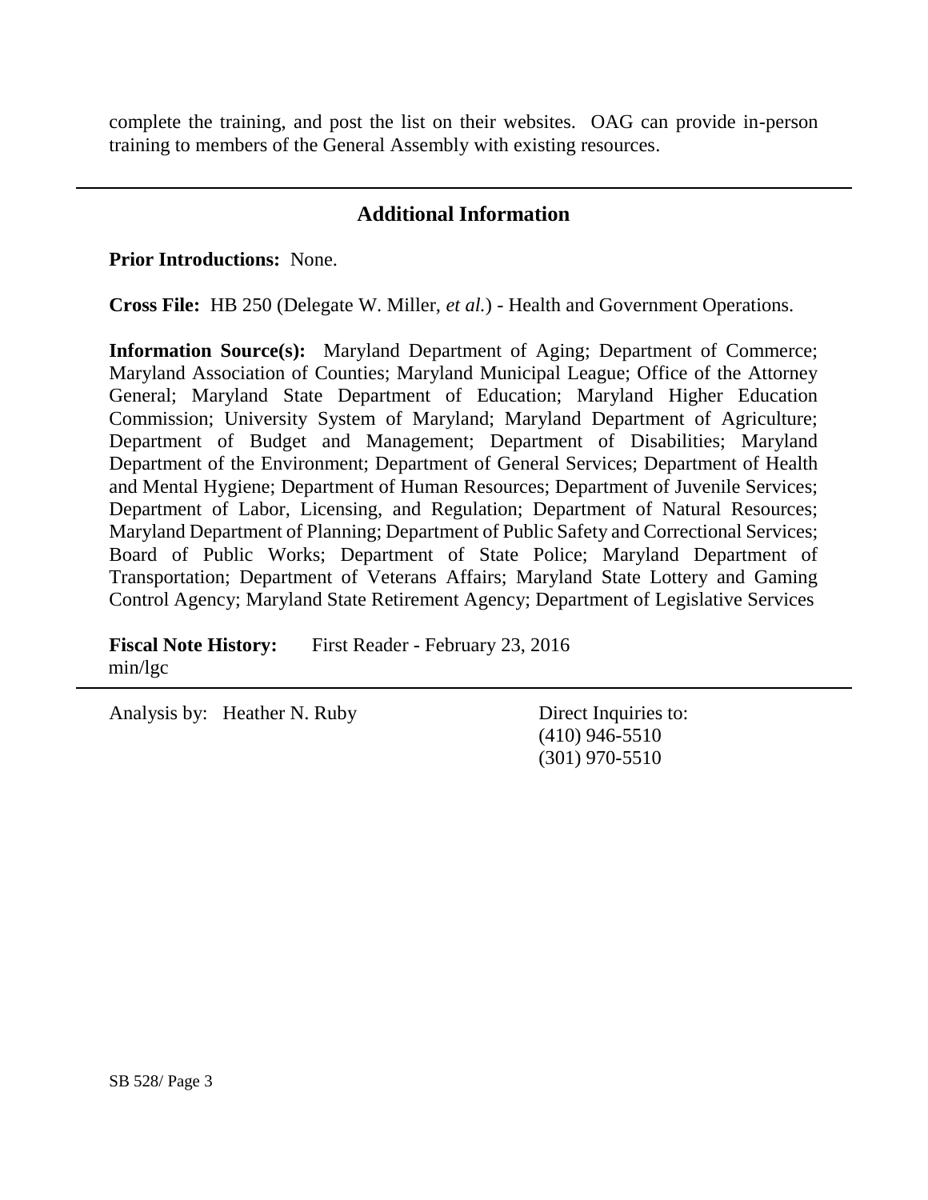complete the training, and post the list on their websites. OAG can provide in-person training to members of the General Assembly with existing resources.

---

## Additional Information

**Prior Introductions:** None.

**Cross File:** HB 250 (Delegate W. Miller, *et al.*) - Health and Government Operations.

**Information Source(s):** Maryland Department of Aging; Department of Commerce; Maryland Association of Counties; Maryland Municipal League; Office of the Attorney General; Maryland State Department of Education; Maryland Higher Education Commission; University System of Maryland; Maryland Department of Agriculture; Department of Budget and Management; Department of Disabilities; Maryland Department of the Environment; Department of General Services; Department of Health and Mental Hygiene; Department of Human Resources; Department of Juvenile Services; Department of Labor, Licensing, and Regulation; Department of Natural Resources; Maryland Department of Planning; Department of Public Safety and Correctional Services; Board of Public Works; Department of State Police; Maryland Department of Transportation; Department of Veterans Affairs; Maryland State Lottery and Gaming Control Agency; Maryland State Retirement Agency; Department of Legislative Services

**Fiscal Note History:** First Reader - February 23, 2016
min/lgc

---

Analysis by: Heather N. Ruby

Direct Inquiries to:
(410) 946-5510
(301) 970-5510